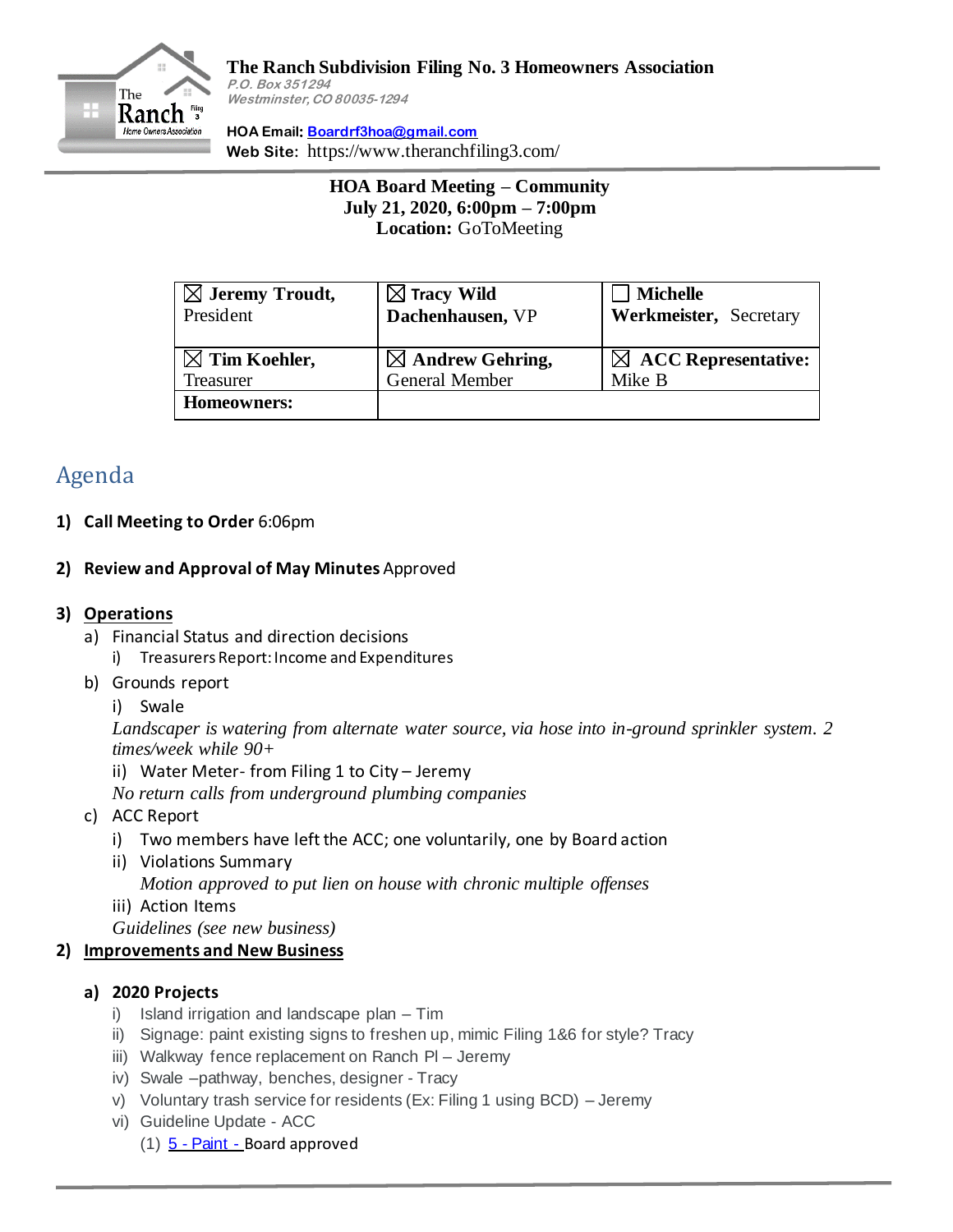**The Ranch Subdivision Filing No. 3 Homeowners Association**
*P.O. Box 351294*
*Westminster, CO 80035-1294*

**HOA Email:** Boardrf3hoa@gmail.com
**Web Site**: https://www.theranchfiling3.com/

**HOA Board Meeting – Community**
**July 21, 2020, 6:00pm – 7:00pm**
**Location:** GoToMeeting

| ☒ **Jeremy Troudt,** President | ☒ **Tracy Wild Dachenhausen,** VP | ☐ **Michelle Werkmeister,** Secretary |
|---|---|---|
| ☒ **Tim Koehler,** Treasurer | ☒ **Andrew Gehring,** General Member | ☒ **ACC Representative:** Mike B |
| **Homeowners:** | | |

# Agenda

1) **Call Meeting to Order** 6:06pm

2) **Review and Approval of May Minutes** Approved

3) **Operations**
   a) Financial Status and direction decisions
      i) Treasurers Report: Income and Expenditures
   b) Grounds report
      i) Swale
      *Landscaper is watering from alternate water source, via hose into in-ground sprinkler system. 2 times/week while 90+*
      ii) Water Meter- from Filing 1 to City – Jeremy
      *No return calls from underground plumbing companies*
   c) ACC Report
      i) Two members have left the ACC; one voluntarily, one by Board action
      ii) Violations Summary
      *Motion approved to put lien on house with chronic multiple offenses*
      iii) Action Items
      *Guidelines (see new business)*

2) **Improvements and New Business**

   a) **2020 Projects**
      i) Island irrigation and landscape plan – Tim
      ii) Signage: paint existing signs to freshen up, mimic Filing 1&6 for style? Tracy
      iii) Walkway fence replacement on Ranch Pl – Jeremy
      iv) Swale –pathway, benches, designer - Tracy
      v) Voluntary trash service for residents (Ex: Filing 1 using BCD) – Jeremy
      vi) Guideline Update - ACC
         (1) 5 - Paint - Board approved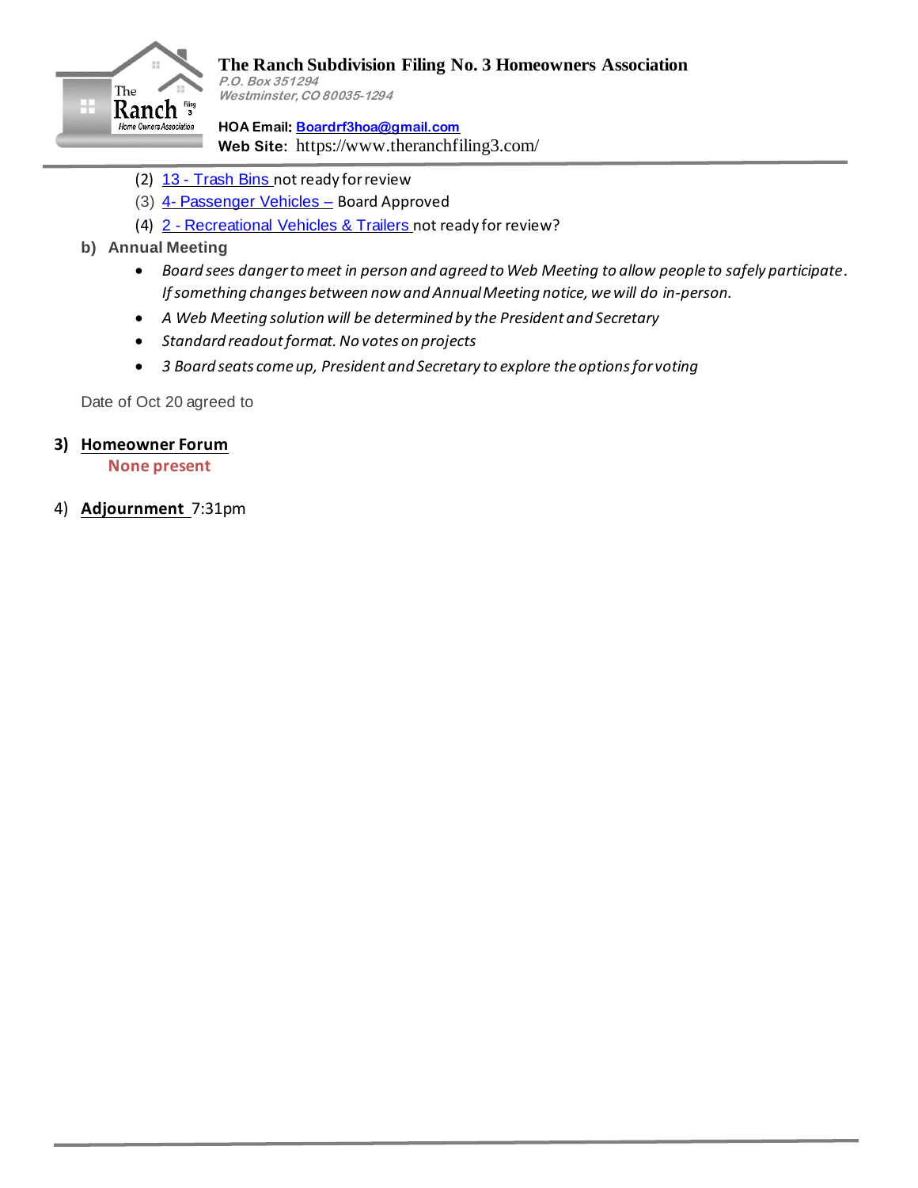(2) 13 - Trash Bins not ready for review

(3) 4- Passenger Vehicles – Board Approved

(4) 2 - Recreational Vehicles & Trailers not ready for review?

**b) Annual Meeting**

- *Board sees danger to meet in person and agreed to Web Meeting to allow people to safely participate. If something changes between now and Annual Meeting notice, we will do in-person.*
- *A Web Meeting solution will be determined by the President and Secretary*
- *Standard readout format. No votes on projects*
- *3 Board seats come up, President and Secretary to explore the options for voting*

Date of Oct 20 agreed to

**3) Homeowner Forum**

**None present**

4) **Adjournment** 7:31pm